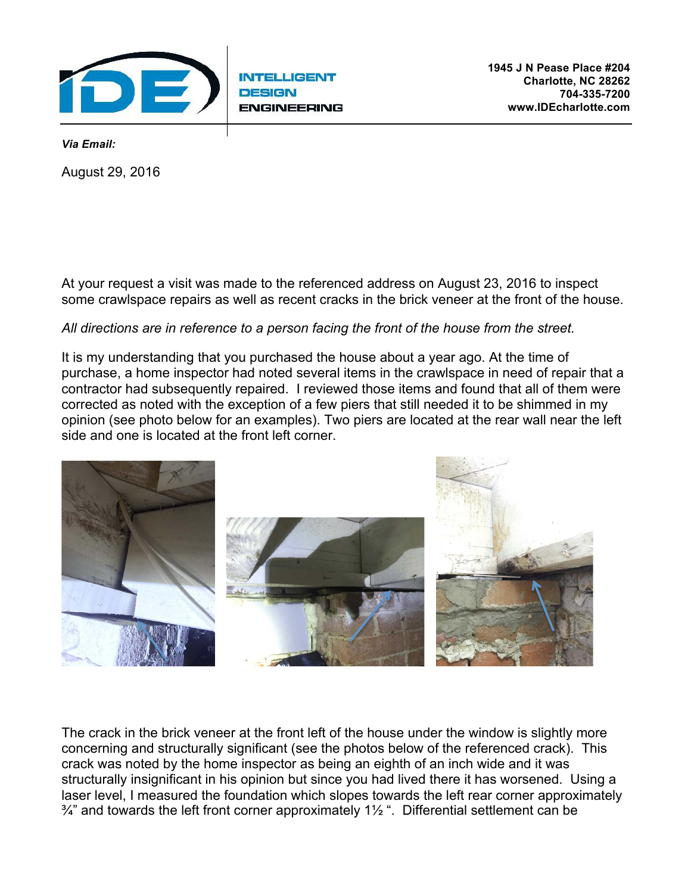**INTELLIGENT DESIGN ENGINEERING**

**1945 J N Pease Place #204**
**Charlotte, NC 28262**
**704-335-7200**
**www.IDEcharlotte.com**

***Via Email:***

August 29, 2016

At your request a visit was made to the referenced address on August 23, 2016 to inspect some crawlspace repairs as well as recent cracks in the brick veneer at the front of the house.

*All directions are in reference to a person facing the front of the house from the street.*

It is my understanding that you purchased the house about a year ago. At the time of purchase, a home inspector had noted several items in the crawlspace in need of repair that a contractor had subsequently repaired. I reviewed those items and found that all of them were corrected as noted with the exception of a few piers that still needed it to be shimmed in my opinion (see photo below for an examples). Two piers are located at the rear wall near the left side and one is located at the front left corner.

The crack in the brick veneer at the front left of the house under the window is slightly more concerning and structurally significant (see the photos below of the referenced crack). This crack was noted by the home inspector as being an eighth of an inch wide and it was structurally insignificant in his opinion but since you had lived there it has worsened. Using a laser level, I measured the foundation which slopes towards the left rear corner approximately ¾" and towards the left front corner approximately 1½ ". Differential settlement can be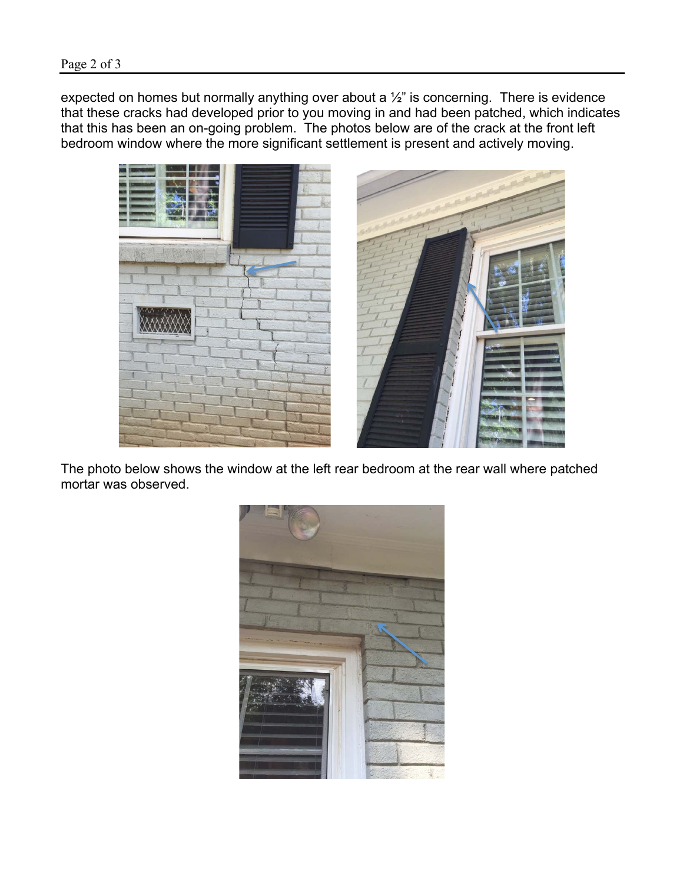expected on homes but normally anything over about a ½" is concerning. There is evidence that these cracks had developed prior to you moving in and had been patched, which indicates that this has been an on-going problem. The photos below are of the crack at the front left bedroom window where the more significant settlement is present and actively moving.

The photo below shows the window at the left rear bedroom at the rear wall where patched mortar was observed.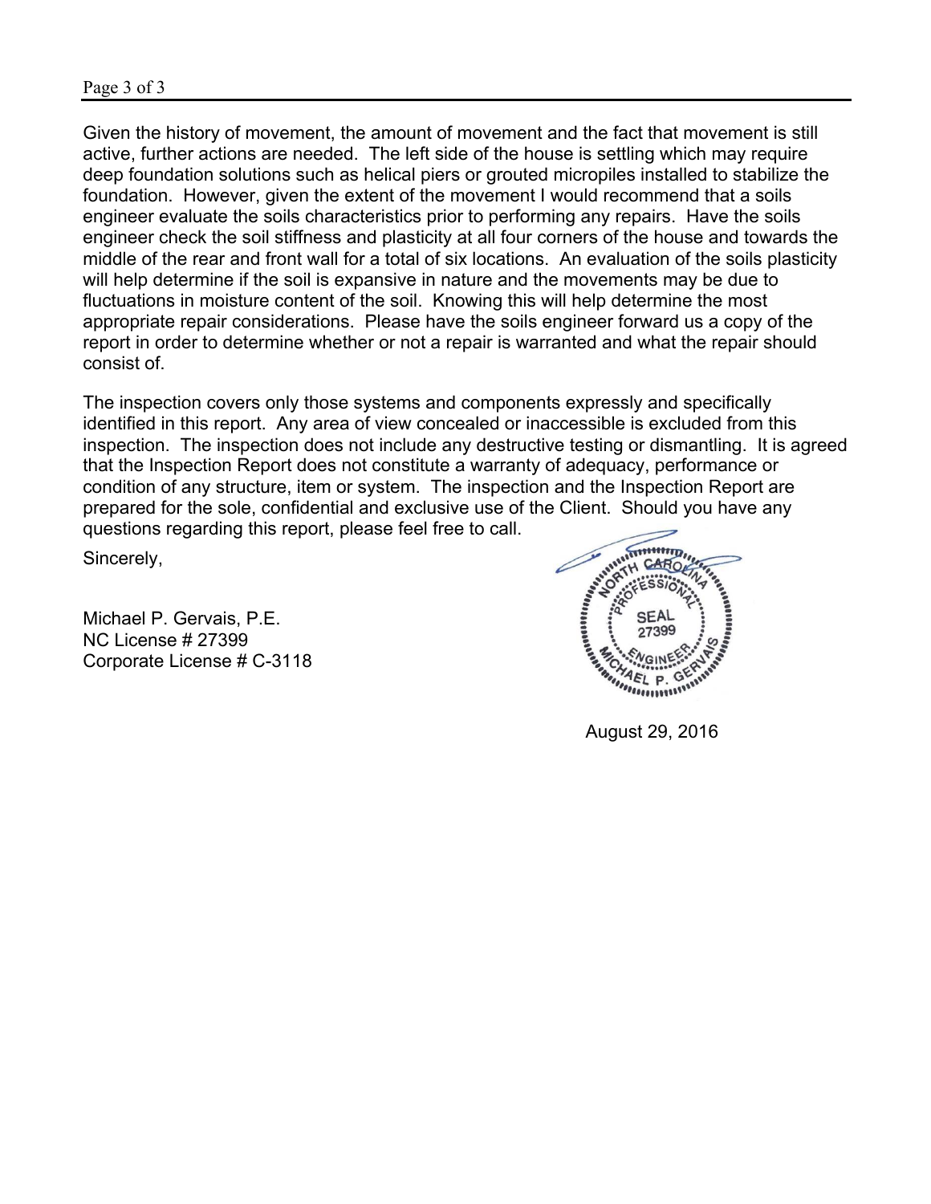Given the history of movement, the amount of movement and the fact that movement is still active, further actions are needed. The left side of the house is settling which may require deep foundation solutions such as helical piers or grouted micropiles installed to stabilize the foundation. However, given the extent of the movement I would recommend that a soils engineer evaluate the soils characteristics prior to performing any repairs. Have the soils engineer check the soil stiffness and plasticity at all four corners of the house and towards the middle of the rear and front wall for a total of six locations. An evaluation of the soils plasticity will help determine if the soil is expansive in nature and the movements may be due to fluctuations in moisture content of the soil. Knowing this will help determine the most appropriate repair considerations. Please have the soils engineer forward us a copy of the report in order to determine whether or not a repair is warranted and what the repair should consist of.

The inspection covers only those systems and components expressly and specifically identified in this report. Any area of view concealed or inaccessible is excluded from this inspection. The inspection does not include any destructive testing or dismantling. It is agreed that the Inspection Report does not constitute a warranty of adequacy, performance or condition of any structure, item or system. The inspection and the Inspection Report are prepared for the sole, confidential and exclusive use of the Client. Should you have any questions regarding this report, please feel free to call.

Sincerely,

Michael P. Gervais, P.E.
NC License # 27399
Corporate License # C-3118

NORTH CAROLINA PROFESSIONAL SEAL 27399 ENGINEER MICHAEL P. GERVAIS

August 29, 2016